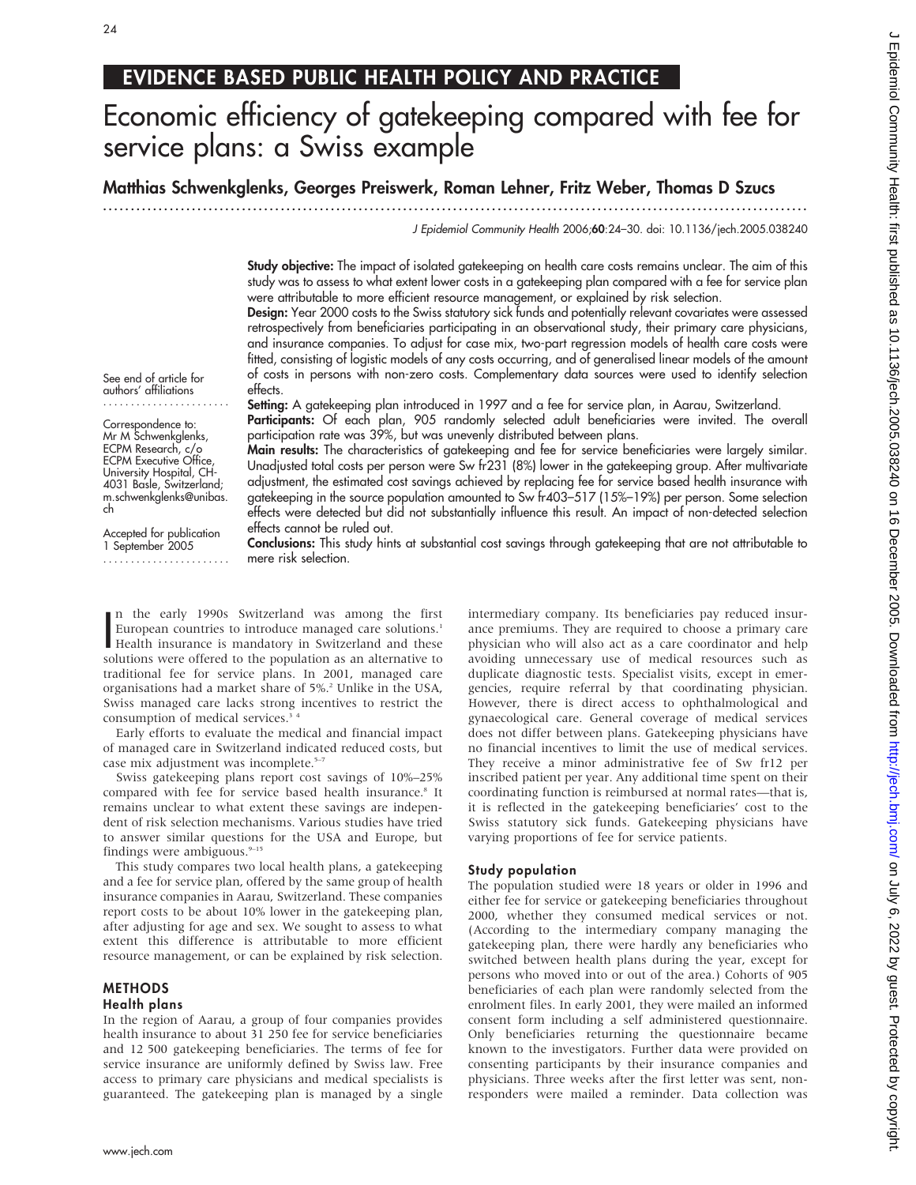EVIDENCE BASED PUBLIC HEALTH POLICY AND PRACTICE

# Economic efficiency of gatekeeping compared with fee for service plans: a Swiss example

**Matthias Schwenkglenks, Georges Preiswerk, Roman Lehner, Fritz Weber, Thomas D Szucs**

*J Epidemiol Community Health* 2006;**60**:24–30. doi: 10.1136/jech.2005.038240

See end of article for authors' affiliations

Correspondence to: Mr M Schwenkglenks, ECPM Research, c/o ECPM Executive Office, University Hospital, CH-4031 Basle, Switzerland; m.schwenkglenks@unibas.ch

Accepted for publication 1 September 2005

**Study objective:** The impact of isolated gatekeeping on health care costs remains unclear. The aim of this study was to assess to what extent lower costs in a gatekeeping plan compared with a fee for service plan were attributable to more efficient resource management, or explained by risk selection.

**Design:** Year 2000 costs to the Swiss statutory sick funds and potentially relevant covariates were assessed retrospectively from beneficiaries participating in an observational study, their primary care physicians, and insurance companies. To adjust for case mix, two-part regression models of health care costs were fitted, consisting of logistic models of any costs occurring, and of generalised linear models of the amount of costs in persons with non-zero costs. Complementary data sources were used to identify selection effects.

**Setting:** A gatekeeping plan introduced in 1997 and a fee for service plan, in Aarau, Switzerland.

**Participants:** Of each plan, 905 randomly selected adult beneficiaries were invited. The overall participation rate was 39%, but was unevenly distributed between plans.

**Main results:** The characteristics of gatekeeping and fee for service beneficiaries were largely similar. Unadjusted total costs per person were Sw fr231 (8%) lower in the gatekeeping group. After multivariate adjustment, the estimated cost savings achieved by replacing fee for service based health insurance with gatekeeping in the source population amounted to Sw fr403–517 (15%–19%) per person. Some selection effects were detected but did not substantially influence this result. An impact of non-detected selection effects cannot be ruled out.

**Conclusions:** This study hints at substantial cost savings through gatekeeping that are not attributable to mere risk selection.

In the early 1990s Switzerland was among the first European countries to introduce managed care solutions.[1] Health insurance is mandatory in Switzerland and these solutions were offered to the population as an alternative to traditional fee for service plans. In 2001, managed care organisations had a market share of 5%.[2] Unlike in the USA, Swiss managed care lacks strong incentives to restrict the consumption of medical services.[3 4]

Early efforts to evaluate the medical and financial impact of managed care in Switzerland indicated reduced costs, but case mix adjustment was incomplete.[5–7]

Swiss gatekeeping plans report cost savings of 10%–25% compared with fee for service based health insurance.[8] It remains unclear to what extent these savings are independent of risk selection mechanisms. Various studies have tried to answer similar questions for the USA and Europe, but findings were ambiguous.[9–15]

This study compares two local health plans, a gatekeeping and a fee for service plan, offered by the same group of health insurance companies in Aarau, Switzerland. These companies report costs to be about 10% lower in the gatekeeping plan, after adjusting for age and sex. We sought to assess to what extent this difference is attributable to more efficient resource management, or can be explained by risk selection.

## METHODS

### Health plans

In the region of Aarau, a group of four companies provides health insurance to about 31 250 fee for service beneficiaries and 12 500 gatekeeping beneficiaries. The terms of fee for service insurance are uniformly defined by Swiss law. Free access to primary care physicians and medical specialists is guaranteed. The gatekeeping plan is managed by a single intermediary company. Its beneficiaries pay reduced insurance premiums. They are required to choose a primary care physician who will also act as a care coordinator and help avoiding unnecessary use of medical resources such as duplicate diagnostic tests. Specialist visits, except in emergencies, require referral by that coordinating physician. However, there is direct access to ophthalmological and gynaecological care. General coverage of medical services does not differ between plans. Gatekeeping physicians have no financial incentives to limit the use of medical services. They receive a minor administrative fee of Sw fr12 per inscribed patient per year. Any additional time spent on their coordinating function is reimbursed at normal rates—that is, it is reflected in the gatekeeping beneficiaries' cost to the Swiss statutory sick funds. Gatekeeping physicians have varying proportions of fee for service patients.

### Study population

The population studied were 18 years or older in 1996 and either fee for service or gatekeeping beneficiaries throughout 2000, whether they consumed medical services or not. (According to the intermediary company managing the gatekeeping plan, there were hardly any beneficiaries who switched between health plans during the year, except for persons who moved into or out of the area.) Cohorts of 905 beneficiaries of each plan were randomly selected from the enrolment files. In early 2001, they were mailed an informed consent form including a self administered questionnaire. Only beneficiaries returning the questionnaire became known to the investigators. Further data were provided on consenting participants by their insurance companies and physicians. Three weeks after the first letter was sent, non-responders were mailed a reminder. Data collection was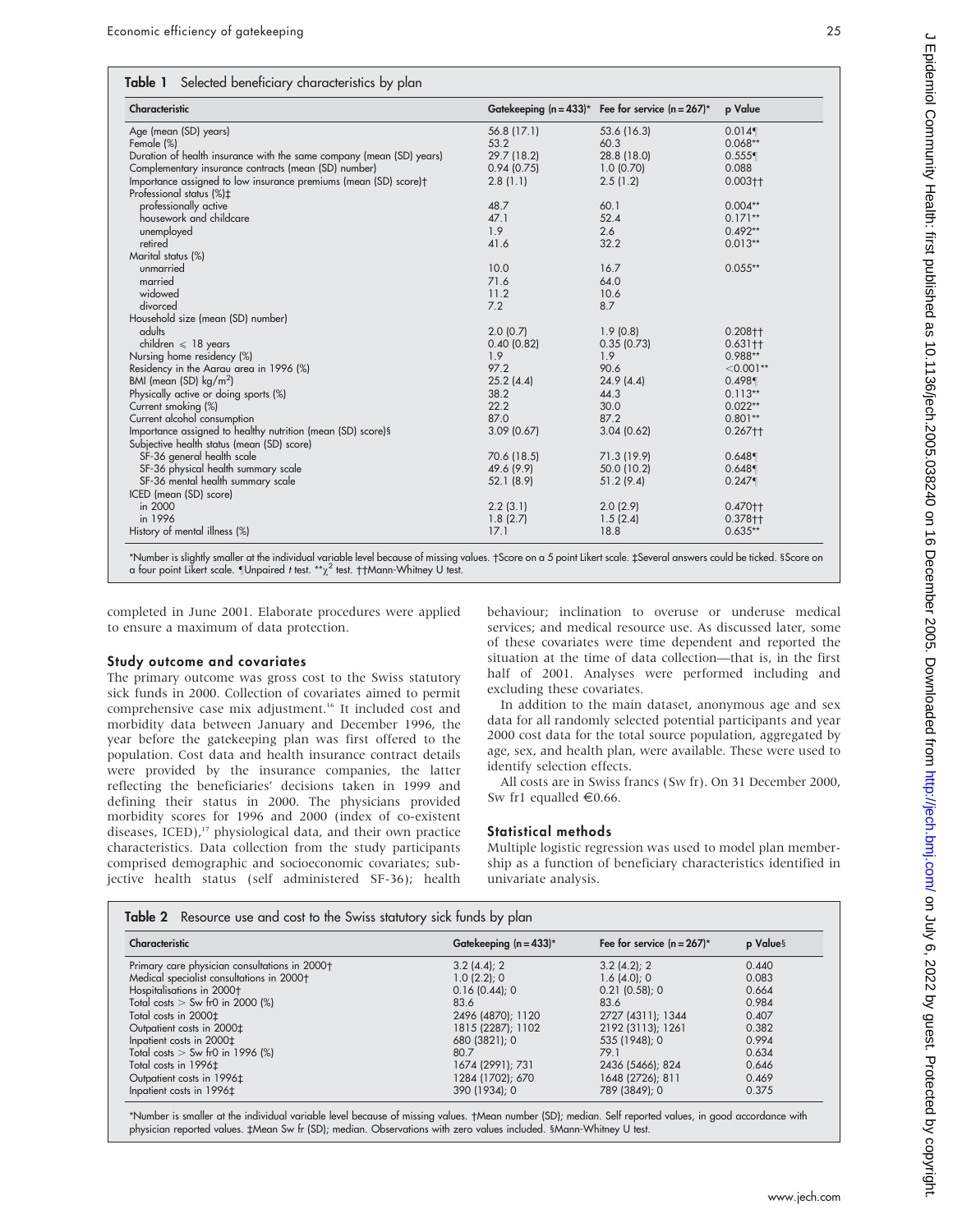**Table 1** Selected beneficiary characteristics by plan

| Characteristic | Gatekeeping (n = 433)* | Fee for service (n = 267)* | p Value |
|---|---|---|---|
| Age (mean (SD) years) | 56.8 (17.1) | 53.6 (16.3) | 0.014¶ |
| Female (%) | 53.2 | 60.3 | 0.068** |
| Duration of health insurance with the same company (mean (SD) years) | 29.7 (18.2) | 28.8 (18.0) | 0.555¶ |
| Complementary insurance contracts (mean (SD) number) | 0.94 (0.75) | 1.0 (0.70) | 0.088 |
| Importance assigned to low insurance premiums (mean (SD) score)† | 2.8 (1.1) | 2.5 (1.2) | 0.003†† |
| Professional status (%)‡ | | | |
| professionally active | 48.7 | 60.1 | 0.004** |
| housework and childcare | 47.1 | 52.4 | 0.171** |
| unemployed | 1.9 | 2.6 | 0.492** |
| retired | 41.6 | 32.2 | 0.013** |
| Marital status (%) | | | |
| unmarried | 10.0 | 16.7 | 0.055** |
| married | 71.6 | 64.0 | |
| widowed | 11.2 | 10.6 | |
| divorced | 7.2 | 8.7 | |
| Household size (mean (SD) number) | | | |
| adults | 2.0 (0.7) | 1.9 (0.8) | 0.208†† |
| children ⩽ 18 years | 0.40 (0.82) | 0.35 (0.73) | 0.631†† |
| Nursing home residency (%) | 1.9 | 1.9 | 0.988** |
| Residency in the Aarau area in 1996 (%) | 97.2 | 90.6 | <0.001** |
| BMI (mean (SD) kg/m$^2$) | 25.2 (4.4) | 24.9 (4.4) | 0.498¶ |
| Physically active or doing sports (%) | 38.2 | 44.3 | 0.113** |
| Current smoking (%) | 22.2 | 30.0 | 0.022** |
| Current alcohol consumption | 87.0 | 87.2 | 0.801** |
| Importance assigned to healthy nutrition (mean (SD) score)§ | 3.09 (0.67) | 3.04 (0.62) | 0.267†† |
| Subjective health status (mean (SD) score) | | | |
| SF-36 general health scale | 70.6 (18.5) | 71.3 (19.9) | 0.648¶ |
| SF-36 physical health summary scale | 49.6 (9.9) | 50.0 (10.2) | 0.648¶ |
| SF-36 mental health summary scale | 52.1 (8.9) | 51.2 (9.4) | 0.247¶ |
| ICED (mean (SD) score) | | | |
| in 2000 | 2.2 (3.1) | 2.0 (2.9) | 0.470†† |
| in 1996 | 1.8 (2.7) | 1.5 (2.4) | 0.378†† |
| History of mental illness (%) | 17.1 | 18.8 | 0.635** |

*Number is slightly smaller at the individual variable level because of missing values. †Score on a 5 point Likert scale. ‡Several answers could be ticked. §Score on a four point Likert scale. ¶Unpaired *t* test. **$\chi^2$ test. ††Mann-Whitney U test.

completed in June 2001. Elaborate procedures were applied to ensure a maximum of data protection.

### Study outcome and covariates

The primary outcome was gross cost to the Swiss statutory sick funds in 2000. Collection of covariates aimed to permit comprehensive case mix adjustment.[16] It included cost and morbidity data between January and December 1996, the year before the gatekeeping plan was first offered to the population. Cost data and health insurance contract details were provided by the insurance companies, the latter reflecting the beneficiaries' decisions taken in 1999 and defining their status in 2000. The physicians provided morbidity scores for 1996 and 2000 (index of co-existent diseases, ICED),[17] physiological data, and their own practice characteristics. Data collection from the study participants comprised demographic and socioeconomic covariates; subjective health status (self administered SF-36); health behaviour; inclination to overuse or underuse medical services; and medical resource use. As discussed later, some of these covariates were time dependent and reported the situation at the time of data collection—that is, in the first half of 2001. Analyses were performed including and excluding these covariates.

In addition to the main dataset, anonymous age and sex data for all randomly selected potential participants and year 2000 cost data for the total source population, aggregated by age, sex, and health plan, were available. These were used to identify selection effects.

All costs are in Swiss francs (Sw fr). On 31 December 2000, Sw fr1 equalled €0.66.

### Statistical methods

Multiple logistic regression was used to model plan membership as a function of beneficiary characteristics identified in univariate analysis.

**Table 2** Resource use and cost to the Swiss statutory sick funds by plan

| Characteristic | Gatekeeping (n = 433)* | Fee for service (n = 267)* | p Value§ |
|---|---|---|---|
| Primary care physician consultations in 2000† | 3.2 (4.4); 2 | 3.2 (4.2); 2 | 0.440 |
| Medical specialist consultations in 2000† | 1.0 (2.2); 0 | 1.6 (4.0); 0 | 0.083 |
| Hospitalisations in 2000† | 0.16 (0.44); 0 | 0.21 (0.58); 0 | 0.664 |
| Total costs > Sw fr0 in 2000 (%) | 83.6 | 83.6 | 0.984 |
| Total costs in 2000‡ | 2496 (4870); 1120 | 2727 (4311); 1344 | 0.407 |
| Outpatient costs in 2000‡ | 1815 (2287); 1102 | 2192 (3113); 1261 | 0.382 |
| Inpatient costs in 2000‡ | 680 (3821); 0 | 535 (1948); 0 | 0.994 |
| Total costs > Sw fr0 in 1996 (%) | 80.7 | 79.1 | 0.634 |
| Total costs in 1996‡ | 1674 (2991); 731 | 2436 (5466); 824 | 0.646 |
| Outpatient costs in 1996‡ | 1284 (1702); 670 | 1648 (2726); 811 | 0.469 |
| Inpatient costs in 1996‡ | 390 (1934); 0 | 789 (3849); 0 | 0.375 |

*Number is smaller at the individual variable level because of missing values. †Mean number (SD); median. Self reported values, in good accordance with physician reported values. ‡Mean Sw fr (SD); median. Observations with zero values included. §Mann-Whitney U test.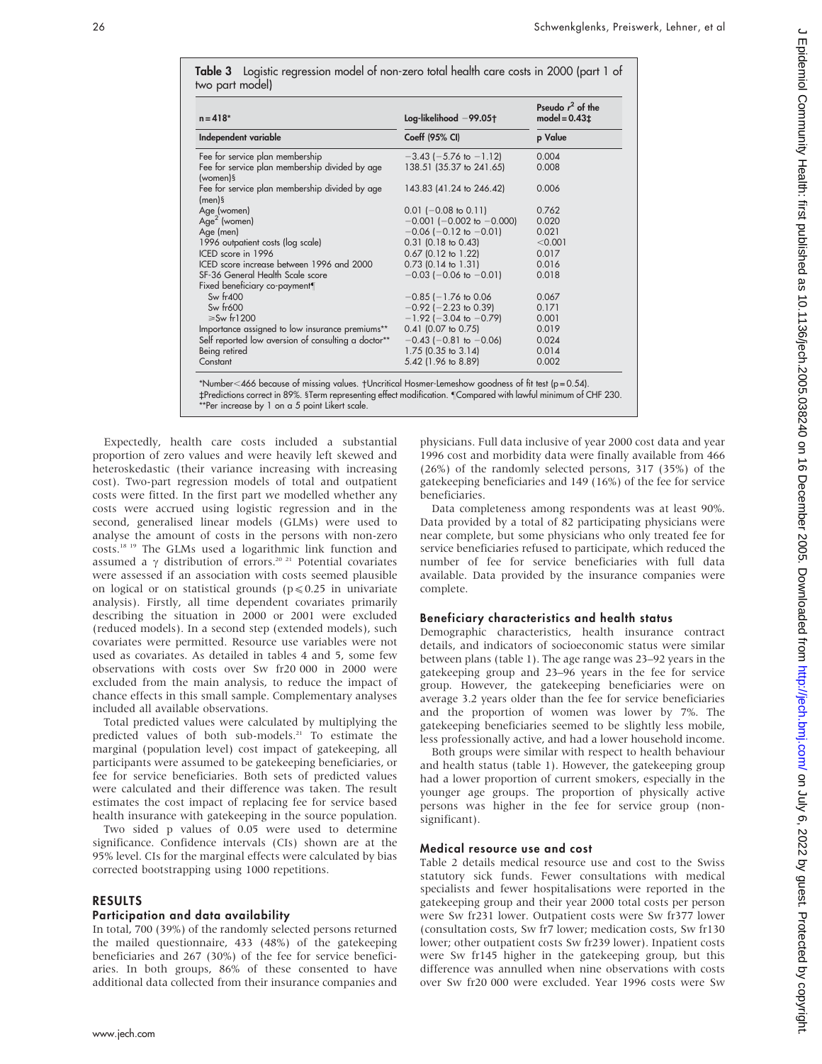**Table 3** Logistic regression model of non-zero total health care costs in 2000 (part 1 of two part model)

| n = 418* | Log-likelihood −99.05† | Pseudo $r^2$ of the model = 0.43‡ |
|---|---|---|
| **Independent variable** | **Coeff (95% CI)** | **p Value** |
| Fee for service plan membership | −3.43 (−5.76 to −1.12) | 0.004 |
| Fee for service plan membership divided by age (women)§ | 138.51 (35.37 to 241.65) | 0.008 |
| Fee for service plan membership divided by age (men)§ | 143.83 (41.24 to 246.42) | 0.006 |
| Age (women) | 0.01 (−0.08 to 0.11) | 0.762 |
| Age$^2$ (women) | −0.001 (−0.002 to −0.000) | 0.020 |
| Age (men) | −0.06 (−0.12 to −0.01) | 0.021 |
| 1996 outpatient costs (log scale) | 0.31 (0.18 to 0.43) | <0.001 |
| ICED score in 1996 | 0.67 (0.12 to 1.22) | 0.017 |
| ICED score increase between 1996 and 2000 | 0.73 (0.14 to 1.31) | 0.016 |
| SF-36 General Health Scale score | −0.03 (−0.06 to −0.01) | 0.018 |
| Fixed beneficiary co-payment¶ | | |
| Sw fr400 | −0.85 (−1.76 to 0.06) | 0.067 |
| Sw fr600 | −0.92 (−2.23 to 0.39) | 0.171 |
| ≥Sw fr1200 | −1.92 (−3.04 to −0.79) | 0.001 |
| Importance assigned to low insurance premiums** | 0.41 (0.07 to 0.75) | 0.019 |
| Self reported low aversion of consulting a doctor** | −0.43 (−0.81 to −0.06) | 0.024 |
| Being retired | 1.75 (0.35 to 3.14) | 0.014 |
| Constant | 5.42 (1.96 to 8.89) | 0.002 |

*Number<466 because of missing values. †Uncritical Hosmer-Lemeshow goodness of fit test (p = 0.54). ‡Predictions correct in 89%. §Term representing effect modification. ¶Compared with lawful minimum of CHF 230. **Per increase by 1 on a 5 point Likert scale.

Expectedly, health care costs included a substantial proportion of zero values and were heavily left skewed and heteroskedastic (their variance increasing with increasing cost). Two-part regression models of total and outpatient costs were fitted. In the first part we modelled whether any costs were accrued using logistic regression and in the second, generalised linear models (GLMs) were used to analyse the amount of costs in the persons with non-zero costs.[18 19] The GLMs used a logarithmic link function and assumed a $\gamma$ distribution of errors.[20 21] Potential covariates were assessed if an association with costs seemed plausible on logical or on statistical grounds ($p \leqslant 0.25$ in univariate analysis). Firstly, all time dependent covariates primarily describing the situation in 2000 or 2001 were excluded (reduced models). In a second step (extended models), such covariates were permitted. Resource use variables were not used as covariates. As detailed in tables 4 and 5, some few observations with costs over Sw fr20 000 in 2000 were excluded from the main analysis, to reduce the impact of chance effects in this small sample. Complementary analyses included all available observations.

Total predicted values were calculated by multiplying the predicted values of both sub-models.[21] To estimate the marginal (population level) cost impact of gatekeeping, all participants were assumed to be gatekeeping beneficiaries, or fee for service beneficiaries. Both sets of predicted values were calculated and their difference was taken. The result estimates the cost impact of replacing fee for service based health insurance with gatekeeping in the source population.

Two sided p values of 0.05 were used to determine significance. Confidence intervals (CIs) shown are at the 95% level. CIs for the marginal effects were calculated by bias corrected bootstrapping using 1000 repetitions.

## RESULTS

### Participation and data availability

In total, 700 (39%) of the randomly selected persons returned the mailed questionnaire, 433 (48%) of the gatekeeping beneficiaries and 267 (30%) of the fee for service beneficiaries. In both groups, 86% of these consented to have additional data collected from their insurance companies and physicians. Full data inclusive of year 2000 cost data and year 1996 cost and morbidity data were finally available from 466 (26%) of the randomly selected persons, 317 (35%) of the gatekeeping beneficiaries and 149 (16%) of the fee for service beneficiaries.

Data completeness among respondents was at least 90%. Data provided by a total of 82 participating physicians were near complete, but some physicians who only treated fee for service beneficiaries refused to participate, which reduced the number of fee for service beneficiaries with full data available. Data provided by the insurance companies were complete.

### Beneficiary characteristics and health status

Demographic characteristics, health insurance contract details, and indicators of socioeconomic status were similar between plans (table 1). The age range was 23–92 years in the gatekeeping group and 23–96 years in the fee for service group. However, the gatekeeping beneficiaries were on average 3.2 years older than the fee for service beneficiaries and the proportion of women was lower by 7%. The gatekeeping beneficiaries seemed to be slightly less mobile, less professionally active, and had a lower household income.

Both groups were similar with respect to health behaviour and health status (table 1). However, the gatekeeping group had a lower proportion of current smokers, especially in the younger age groups. The proportion of physically active persons was higher in the fee for service group (non-significant).

### Medical resource use and cost

Table 2 details medical resource use and cost to the Swiss statutory sick funds. Fewer consultations with medical specialists and fewer hospitalisations were reported in the gatekeeping group and their year 2000 total costs per person were Sw fr231 lower. Outpatient costs were Sw fr377 lower (consultation costs, Sw fr7 lower; medication costs, Sw fr130 lower; other outpatient costs Sw fr239 lower). Inpatient costs were Sw fr145 higher in the gatekeeping group, but this difference was annulled when nine observations with costs over Sw fr20 000 were excluded. Year 1996 costs were Sw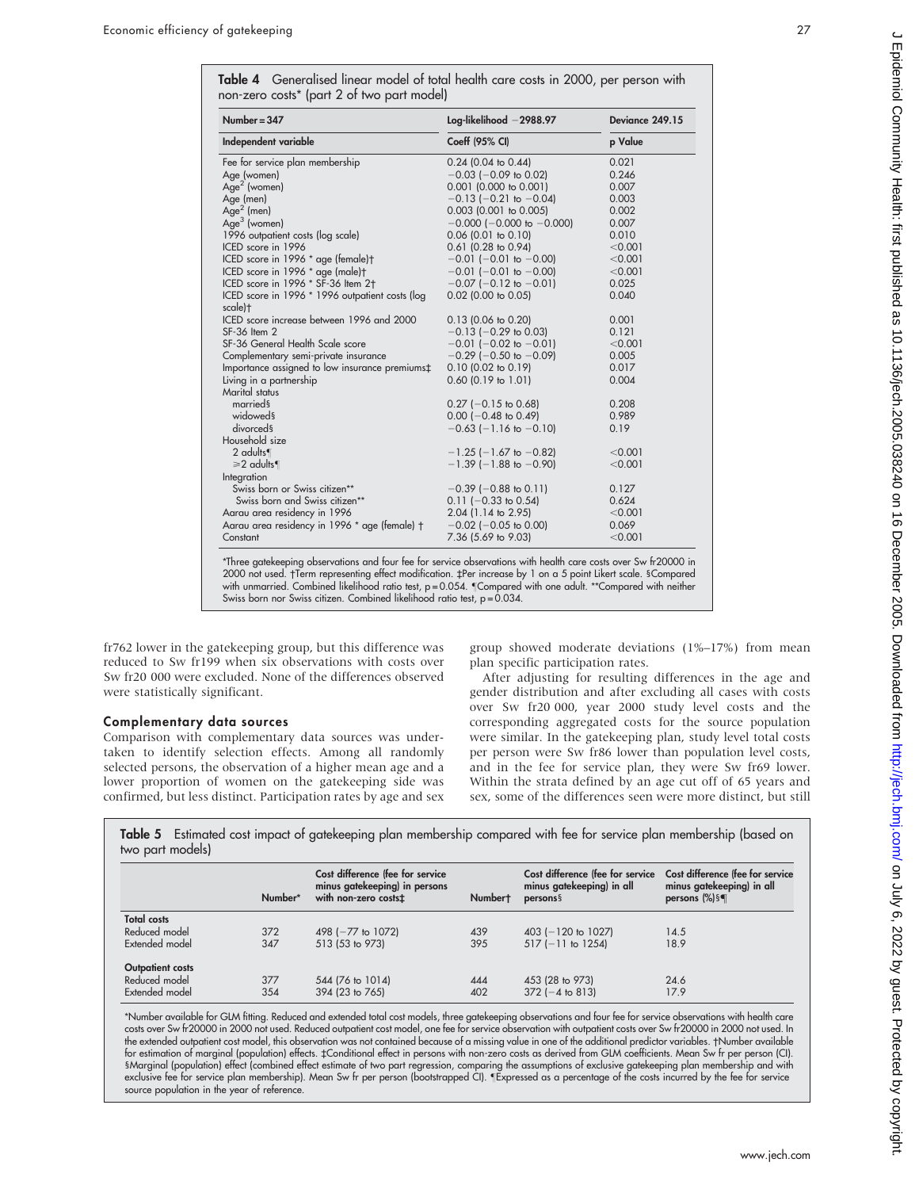**Table 4** Generalised linear model of total health care costs in 2000, per person with non-zero costs* (part 2 of two part model)

| Number = 347 | Log-likelihood −2988.97 | Deviance 249.15 |
|---|---|---|
| **Independent variable** | **Coeff (95% CI)** | **p Value** |
| Fee for service plan membership | 0.24 (0.04 to 0.44) | 0.021 |
| Age (women) | −0.03 (−0.09 to 0.02) | 0.246 |
| Age$^2$ (women) | 0.001 (0.000 to 0.001) | 0.007 |
| Age (men) | −0.13 (−0.21 to −0.04) | 0.003 |
| Age$^2$ (men) | 0.003 (0.001 to 0.005) | 0.002 |
| Age$^3$ (women) | −0.000 (−0.000 to −0.000) | 0.007 |
| 1996 outpatient costs (log scale) | 0.06 (0.01 to 0.10) | 0.010 |
| ICED score in 1996 | 0.61 (0.28 to 0.94) | <0.001 |
| ICED score in 1996 * age (female)† | −0.01 (−0.01 to −0.00) | <0.001 |
| ICED score in 1996 * age (male)† | −0.01 (−0.01 to −0.00) | <0.001 |
| ICED score in 1996 * SF-36 Item 2† | −0.07 (−0.12 to −0.01) | 0.025 |
| ICED score in 1996 * 1996 outpatient costs (log scale)† | 0.02 (0.00 to 0.05) | 0.040 |
| ICED score increase between 1996 and 2000 | 0.13 (0.06 to 0.20) | 0.001 |
| SF-36 Item 2 | −0.13 (−0.29 to 0.03) | 0.121 |
| SF-36 General Health Scale score | −0.01 (−0.02 to −0.01) | <0.001 |
| Complementary semi-private insurance | −0.29 (−0.50 to −0.09) | 0.005 |
| Importance assigned to low insurance premiums‡ | 0.10 (0.02 to 0.19) | 0.017 |
| Living in a partnership | 0.60 (0.19 to 1.01) | 0.004 |
| Marital status | | |
| married§ | 0.27 (−0.15 to 0.68) | 0.208 |
| widowed§ | 0.00 (−0.48 to 0.49) | 0.989 |
| divorced§ | −0.63 (−1.16 to −0.10) | 0.19 |
| Household size | | |
| 2 adults¶ | −1.25 (−1.67 to −0.82) | <0.001 |
| ≥2 adults¶ | −1.39 (−1.88 to −0.90) | <0.001 |
| Integration | | |
| Swiss born or Swiss citizen** | −0.39 (−0.88 to 0.11) | 0.127 |
| Swiss born and Swiss citizen** | 0.11 (−0.33 to 0.54) | 0.624 |
| Aarau area residency in 1996 | 2.04 (1.14 to 2.95) | <0.001 |
| Aarau area residency in 1996 * age (female) † | −0.02 (−0.05 to 0.00) | 0.069 |
| Constant | 7.36 (5.69 to 9.03) | <0.001 |

*Three gatekeeping observations and four fee for service observations with health care costs over Sw fr20000 in 2000 not used. †Term representing effect modification. ‡Per increase by 1 on a 5 point Likert scale. §Compared with unmarried. Combined likelihood ratio test, p = 0.054. ¶Compared with one adult. **Compared with neither Swiss born nor Swiss citizen. Combined likelihood ratio test, p = 0.034.

fr762 lower in the gatekeeping group, but this difference was reduced to Sw fr199 when six observations with costs over Sw fr20 000 were excluded. None of the differences observed were statistically significant.

### Complementary data sources

Comparison with complementary data sources was undertaken to identify selection effects. Among all randomly selected persons, the observation of a higher mean age and a lower proportion of women on the gatekeeping side was confirmed, but less distinct. Participation rates by age and sex group showed moderate deviations (1%–17%) from mean plan specific participation rates.

After adjusting for resulting differences in the age and gender distribution and after excluding all cases with costs over Sw fr20 000, year 2000 study level costs and the corresponding aggregated costs for the source population were similar. In the gatekeeping plan, study level total costs per person were Sw fr86 lower than population level costs, and in the fee for service plan, they were Sw fr69 lower. Within the strata defined by an age cut off of 65 years and sex, some of the differences seen were more distinct, but still

**Table 5** Estimated cost impact of gatekeeping plan membership compared with fee for service plan membership (based on two part models)

| | Number* | Cost difference (fee for service minus gatekeeping) in persons with non-zero costs‡ | Number† | Cost difference (fee for service minus gatekeeping) in all persons§ | Cost difference (fee for service minus gatekeeping) in all persons (%)§¶ |
|---|---|---|---|---|---|
| **Total costs** | | | | | |
| Reduced model | 372 | 498 (−77 to 1072) | 439 | 403 (−120 to 1027) | 14.5 |
| Extended model | 347 | 513 (53 to 973) | 395 | 517 (−11 to 1254) | 18.9 |
| **Outpatient costs** | | | | | |
| Reduced model | 377 | 544 (76 to 1014) | 444 | 453 (28 to 973) | 24.6 |
| Extended model | 354 | 394 (23 to 765) | 402 | 372 (−4 to 813) | 17.9 |

*Number available for GLM fitting. Reduced and extended total cost models, three gatekeeping observations and four fee for service observations with health care costs over Sw fr20000 in 2000 not used. Reduced outpatient cost model, one fee for service observation with outpatient costs over Sw fr20000 in 2000 not used. In the extended outpatient cost model, this observation was not contained because of a missing value in one of the additional predictor variables. †Number available for estimation of marginal (population) effects. ‡Conditional effect in persons with non-zero costs as derived from GLM coefficients. Mean Sw fr per person (CI). §Marginal (population) effect (combined effect estimate of two part regression, comparing the assumptions of exclusive gatekeeping plan membership and with exclusive fee for service plan membership). Mean Sw fr per person (bootstrapped CI). ¶Expressed as a percentage of the costs incurred by the fee for service source population in the year of reference.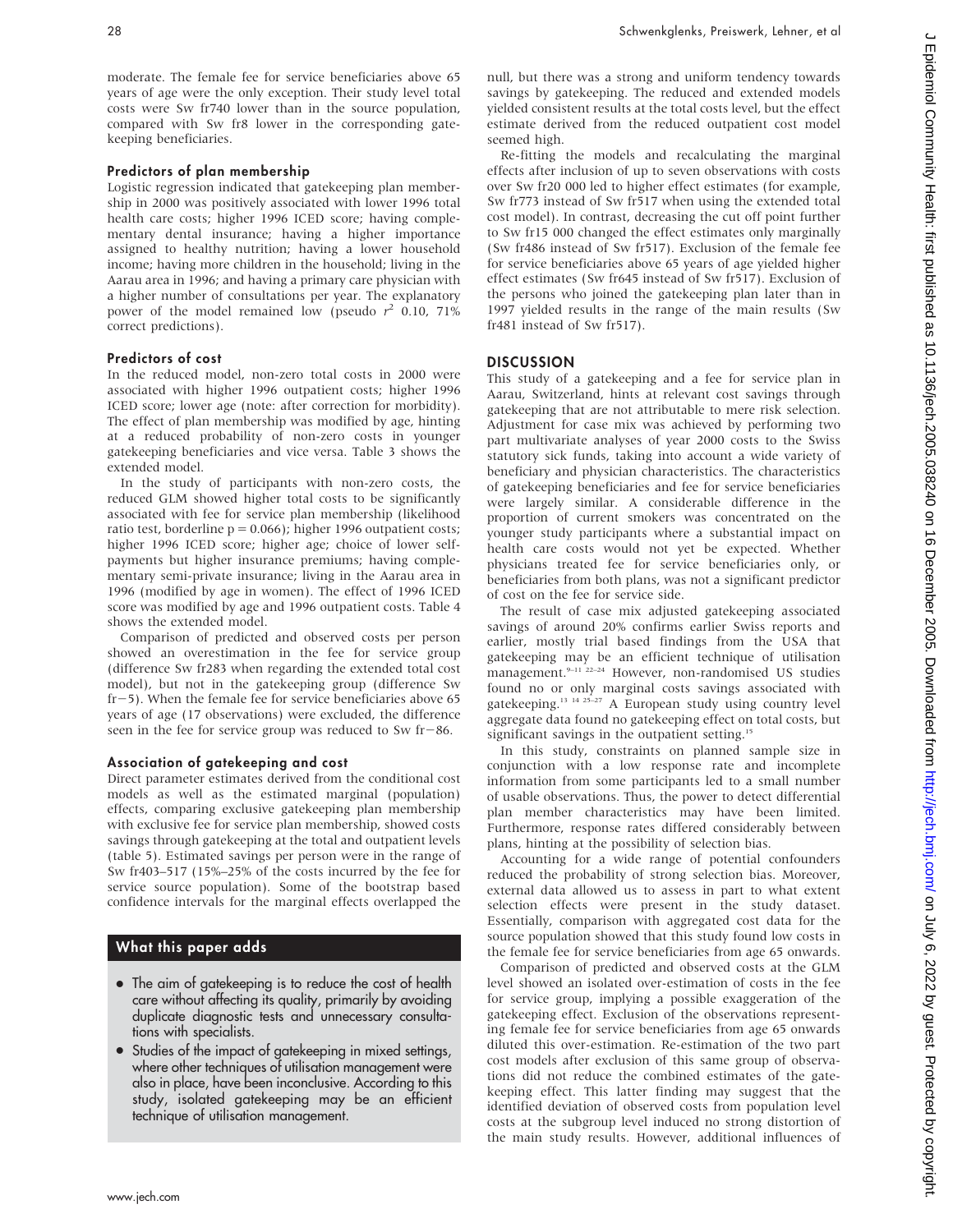moderate. The female fee for service beneficiaries above 65 years of age were the only exception. Their study level total costs were Sw fr740 lower than in the source population, compared with Sw fr8 lower in the corresponding gatekeeping beneficiaries.

### Predictors of plan membership

Logistic regression indicated that gatekeeping plan membership in 2000 was positively associated with lower 1996 total health care costs; higher 1996 ICED score; having complementary dental insurance; having a higher importance assigned to healthy nutrition; having a lower household income; having more children in the household; living in the Aarau area in 1996; and having a primary care physician with a higher number of consultations per year. The explanatory power of the model remained low (pseudo $r^2$ 0.10, 71% correct predictions).

### Predictors of cost

In the reduced model, non-zero total costs in 2000 were associated with higher 1996 outpatient costs; higher 1996 ICED score; lower age (note: after correction for morbidity). The effect of plan membership was modified by age, hinting at a reduced probability of non-zero costs in younger gatekeeping beneficiaries and vice versa. Table 3 shows the extended model.

In the study of participants with non-zero costs, the reduced GLM showed higher total costs to be significantly associated with fee for service plan membership (likelihood ratio test, borderline $p = 0.066$); higher 1996 outpatient costs; higher 1996 ICED score; higher age; choice of lower self-payments but higher insurance premiums; having complementary semi-private insurance; living in the Aarau area in 1996 (modified by age in women). The effect of 1996 ICED score was modified by age and 1996 outpatient costs. Table 4 shows the extended model.

Comparison of predicted and observed costs per person showed an overestimation in the fee for service group (difference Sw fr283 when regarding the extended total cost model), but not in the gatekeeping group (difference Sw fr−5). When the female fee for service beneficiaries above 65 years of age (17 observations) were excluded, the difference seen in the fee for service group was reduced to Sw fr−86.

### Association of gatekeeping and cost

Direct parameter estimates derived from the conditional cost models as well as the estimated marginal (population) effects, comparing exclusive gatekeeping plan membership with exclusive fee for service plan membership, showed costs savings through gatekeeping at the total and outpatient levels (table 5). Estimated savings per person were in the range of Sw fr403–517 (15%–25% of the costs incurred by the fee for service source population). Some of the bootstrap based confidence intervals for the marginal effects overlapped the null, but there was a strong and uniform tendency towards savings by gatekeeping. The reduced and extended models yielded consistent results at the total costs level, but the effect estimate derived from the reduced outpatient cost model seemed high.

Re-fitting the models and recalculating the marginal effects after inclusion of up to seven observations with costs over Sw fr20 000 led to higher effect estimates (for example, Sw fr773 instead of Sw fr517 when using the extended total cost model). In contrast, decreasing the cut off point further to Sw fr15 000 changed the effect estimates only marginally (Sw fr486 instead of Sw fr517). Exclusion of the female fee for service beneficiaries above 65 years of age yielded higher effect estimates (Sw fr645 instead of Sw fr517). Exclusion of the persons who joined the gatekeeping plan later than in 1997 yielded results in the range of the main results (Sw fr481 instead of Sw fr517).

## DISCUSSION

This study of a gatekeeping and a fee for service plan in Aarau, Switzerland, hints at relevant cost savings through gatekeeping that are not attributable to mere risk selection. Adjustment for case mix was achieved by performing two part multivariate analyses of year 2000 costs to the Swiss statutory sick funds, taking into account a wide variety of beneficiary and physician characteristics. The characteristics of gatekeeping beneficiaries and fee for service beneficiaries were largely similar. A considerable difference in the proportion of current smokers was concentrated on the younger study participants where a substantial impact on health care costs would not yet be expected. Whether physicians treated fee for service beneficiaries only, or beneficiaries from both plans, was not a significant predictor of cost on the fee for service side.

The result of case mix adjusted gatekeeping associated savings of around 20% confirms earlier Swiss reports and earlier, mostly trial based findings from the USA that gatekeeping may be an efficient technique of utilisation management.[9–11 22–24] However, non-randomised US studies found no or only marginal costs savings associated with gatekeeping.[13 14 25–27] A European study using country level aggregate data found no gatekeeping effect on total costs, but significant savings in the outpatient setting.[15]

In this study, constraints on planned sample size in conjunction with a low response rate and incomplete information from some participants led to a small number of usable observations. Thus, the power to detect differential plan member characteristics may have been limited. Furthermore, response rates differed considerably between plans, hinting at the possibility of selection bias.

Accounting for a wide range of potential confounders reduced the probability of strong selection bias. Moreover, external data allowed us to assess in part to what extent selection effects were present in the study dataset. Essentially, comparison with aggregated cost data for the source population showed that this study found low costs in the female fee for service beneficiaries from age 65 onwards.

Comparison of predicted and observed costs at the GLM level showed an isolated over-estimation of costs in the fee for service group, implying a possible exaggeration of the gatekeeping effect. Exclusion of the observations representing female fee for service beneficiaries from age 65 onwards diluted this over-estimation. Re-estimation of the two part cost models after exclusion of this same group of observations did not reduce the combined estimates of the gatekeeping effect. This latter finding may suggest that the identified deviation of observed costs from population level costs at the subgroup level induced no strong distortion of the main study results. However, additional influences of

### What this paper adds

- The aim of gatekeeping is to reduce the cost of health care without affecting its quality, primarily by avoiding duplicate diagnostic tests and unnecessary consultations with specialists.
- Studies of the impact of gatekeeping in mixed settings, where other techniques of utilisation management were also in place, have been inconclusive. According to this study, isolated gatekeeping may be an efficient technique of utilisation management.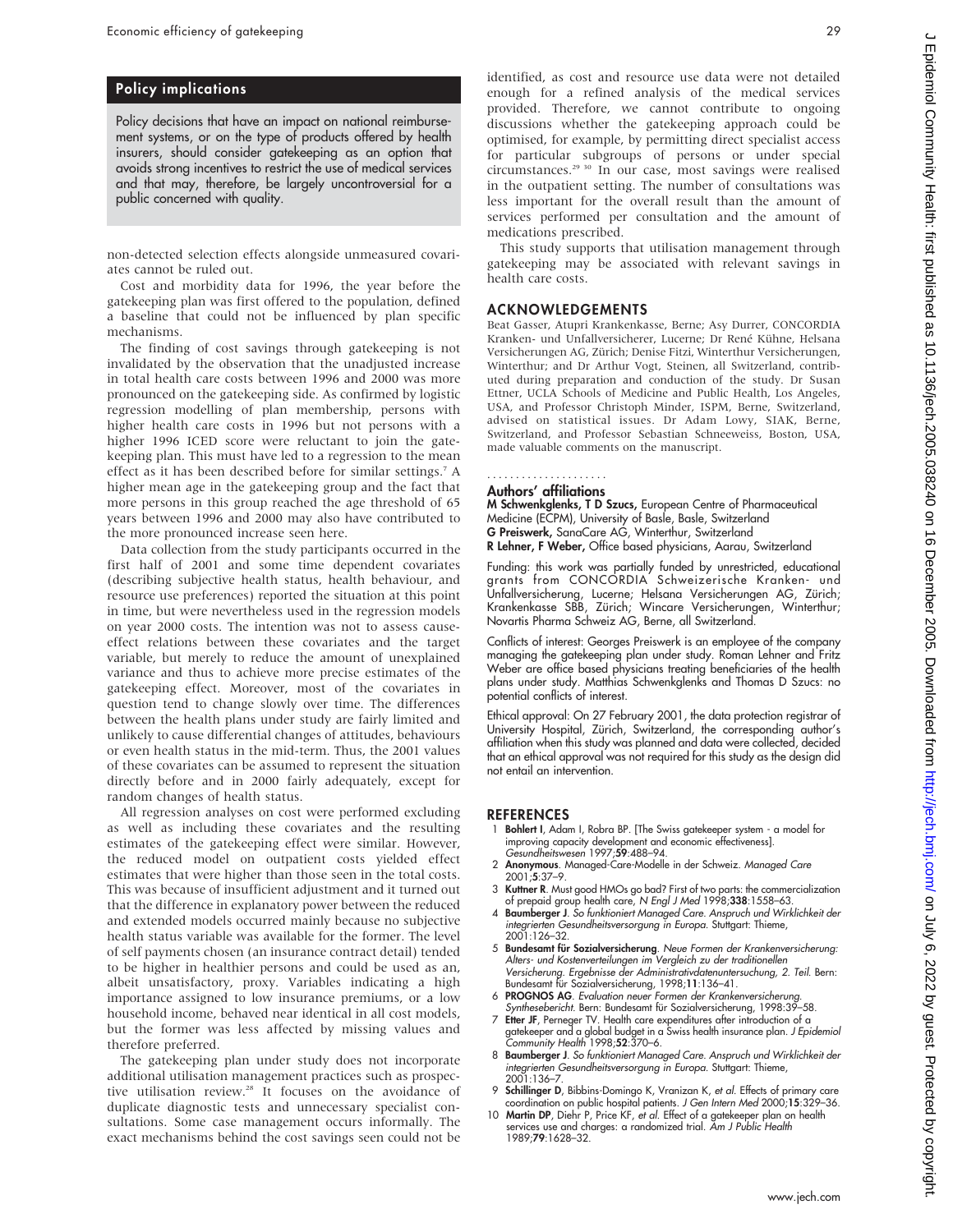## Policy implications

Policy decisions that have an impact on national reimbursement systems, or on the type of products offered by health insurers, should consider gatekeeping as an option that avoids strong incentives to restrict the use of medical services and that may, therefore, be largely uncontroversial for a public concerned with quality.

non-detected selection effects alongside unmeasured covariates cannot be ruled out.

Cost and morbidity data for 1996, the year before the gatekeeping plan was first offered to the population, defined a baseline that could not be influenced by plan specific mechanisms.

The finding of cost savings through gatekeeping is not invalidated by the observation that the unadjusted increase in total health care costs between 1996 and 2000 was more pronounced on the gatekeeping side. As confirmed by logistic regression modelling of plan membership, persons with higher health care costs in 1996 but not persons with a higher 1996 ICED score were reluctant to join the gatekeeping plan. This must have led to a regression to the mean effect as it has been described before for similar settings.[7] A higher mean age in the gatekeeping group and the fact that more persons in this group reached the age threshold of 65 years between 1996 and 2000 may also have contributed to the more pronounced increase seen here.

Data collection from the study participants occurred in the first half of 2001 and some time dependent covariates (describing subjective health status, health behaviour, and resource use preferences) reported the situation at this point in time, but were nevertheless used in the regression models on year 2000 costs. The intention was not to assess cause-effect relations between these covariates and the target variable, but merely to reduce the amount of unexplained variance and thus to achieve more precise estimates of the gatekeeping effect. Moreover, most of the covariates in question tend to change slowly over time. The differences between the health plans under study are fairly limited and unlikely to cause differential changes of attitudes, behaviours or even health status in the mid-term. Thus, the 2001 values of these covariates can be assumed to represent the situation directly before and in 2000 fairly adequately, except for random changes of health status.

All regression analyses on cost were performed excluding as well as including these covariates and the resulting estimates of the gatekeeping effect were similar. However, the reduced model on outpatient costs yielded effect estimates that were higher than those seen in the total costs. This was because of insufficient adjustment and it turned out that the difference in explanatory power between the reduced and extended models occurred mainly because no subjective health status variable was available for the former. The level of self payments chosen (an insurance contract detail) tended to be higher in healthier persons and could be used as an, albeit unsatisfactory, proxy. Variables indicating a high importance assigned to low insurance premiums, or a low household income, behaved near identical in all cost models, but the former was less affected by missing values and therefore preferred.

The gatekeeping plan under study does not incorporate additional utilisation management practices such as prospective utilisation review.[28] It focuses on the avoidance of duplicate diagnostic tests and unnecessary specialist consultations. Some case management occurs informally. The exact mechanisms behind the cost savings seen could not be identified, as cost and resource use data were not detailed enough for a refined analysis of the medical services provided. Therefore, we cannot contribute to ongoing discussions whether the gatekeeping approach could be optimised, for example, by permitting direct specialist access for particular subgroups of persons or under special circumstances.[29,30] In our case, most savings were realised in the outpatient setting. The number of consultations was less important for the overall result than the amount of services performed per consultation and the amount of medications prescribed.

This study supports that utilisation management through gatekeeping may be associated with relevant savings in health care costs.

## ACKNOWLEDGEMENTS

Beat Gasser, Atupri Krankenkasse, Berne; Asy Durrer, CONCORDIA Kranken- und Unfallversicherer, Lucerne; Dr René Kühne, Helsana Versicherungen AG, Zürich; Denise Fitzi, Winterthur Versicherungen, Winterthur; and Dr Arthur Vogt, Steinen, all Switzerland, contributed during preparation and conduction of the study. Dr Susan Ettner, UCLA Schools of Medicine and Public Health, Los Angeles, USA, and Professor Christoph Minder, ISPM, Berne, Switzerland, advised on statistical issues. Dr Adam Lowy, SIAK, Berne, Switzerland, and Professor Sebastian Schneeweiss, Boston, USA, made valuable comments on the manuscript.

### Authors' affiliations

**M Schwenkglenks, T D Szucs,** European Centre of Pharmaceutical Medicine (ECPM), University of Basle, Basle, Switzerland
**G Preiswerk,** SanaCare AG, Winterthur, Switzerland
**R Lehner, F Weber,** Office based physicians, Aarau, Switzerland

Funding: this work was partially funded by unrestricted, educational grants from CONCORDIA Schweizerische Kranken- und Unfallversicherung, Lucerne; Helsana Versicherungen AG, Zürich; Krankenkasse SBB, Zürich; Wincare Versicherungen, Winterthur; Novartis Pharma Schweiz AG, Berne, all Switzerland.

Conflicts of interest: Georges Preiswerk is an employee of the company managing the gatekeeping plan under study. Roman Lehner and Fritz Weber are office based physicians treating beneficiaries of the health plans under study. Matthias Schwenkglenks and Thomas D Szucs: no potential conflicts of interest.

Ethical approval: On 27 February 2001, the data protection registrar of University Hospital, Zürich, Switzerland, the corresponding author's affiliation when this study was planned and data were collected, decided that an ethical approval was not required for this study as the design did not entail an intervention.

## REFERENCES

1. **Bohlert I**, Adam I, Robra BP. [The Swiss gatekeeper system - a model for improving capacity development and economic effectiveness]. *Gesundheitswesen* 1997;**59**:488–94.
2. **Anonymous**. Managed-Care-Modelle in der Schweiz. *Managed Care* 2001;**5**:37–9.
3. **Kuttner R**. Must good HMOs go bad? First of two parts: the commercialization of prepaid group health care, *N Engl J Med* 1998;**338**:1558–63.
4. **Baumberger J**. *So funktioniert Managed Care. Anspruch und Wirklichkeit der integrierten Gesundheitsversorgung in Europa*. Stuttgart: Thieme, 2001:126–32.
5. **Bundesamt für Sozialversicherung**. *Neue Formen der Krankenversicherung: Alters- und Kostenverteilungen im Vergleich zu der traditionellen Versicherung. Ergebnisse der Administrativdatenuntersuchung, 2. Teil.* Bern: Bundesamt für Sozialversicherung, 1998;**11**:136–41.
6. **PROGNOS AG**. *Evaluation neuer Formen der Krankenversicherung. Synthesebericht*. Bern: Bundesamt für Sozialversicherung, 1998:39–58.
7. **Etter JF**, Perneger TV. Health care expenditures after introduction of a gatekeeper and a global budget in a Swiss health insurance plan. *J Epidemiol Community Health* 1998;**52**:370–6.
8. **Baumberger J**. *So funktioniert Managed Care. Anspruch und Wirklichkeit der integrierten Gesundheitsversorgung in Europa*. Stuttgart: Thieme, 2001:136–7.
9. **Schillinger D**, Bibbins-Domingo K, Vranizan K, *et al*. Effects of primary care coordination on public hospital patients. *J Gen Intern Med* 2000;**15**:329–36.
10. **Martin DP**, Diehr P, Price KF, *et al*. Effect of a gatekeeper plan on health services use and charges: a randomized trial. *Am J Public Health* 1989;**79**:1628–32.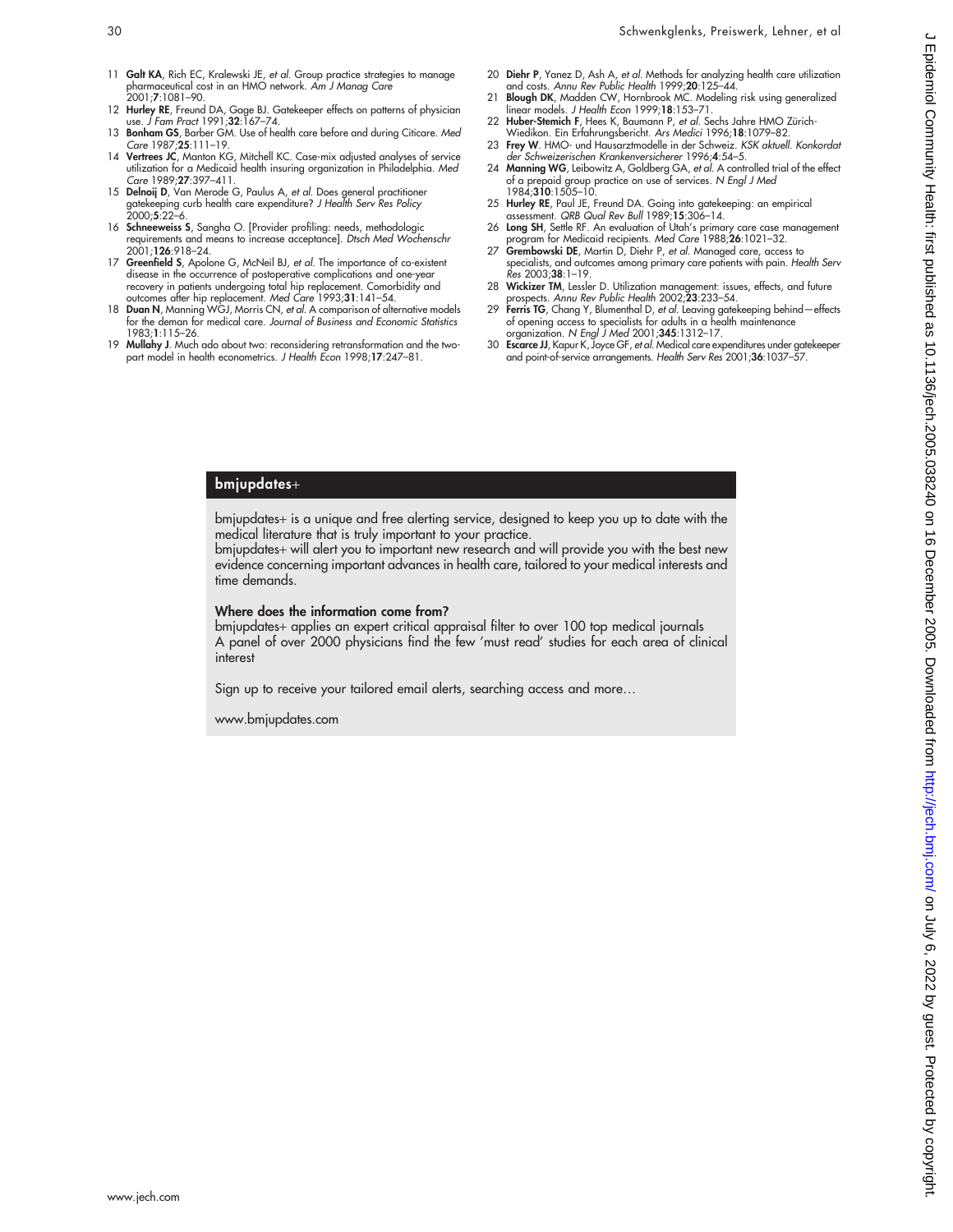11 **Galt KA**, Rich EC, Kralewski JE, *et al*. Group practice strategies to manage pharmaceutical cost in an HMO network. *Am J Manag Care* 2001;**7**:1081–90.

12 **Hurley RE**, Freund DA, Gage BJ. Gatekeeper effects on patterns of physician use. *J Fam Pract* 1991;**32**:167–74.

13 **Bonham GS**, Barber GM. Use of health care before and during Citicare. *Med Care* 1987;**25**:111–19.

14 **Vertrees JC**, Manton KG, Mitchell KC. Case-mix adjusted analyses of service utilization for a Medicaid health insuring organization in Philadelphia. *Med Care* 1989;**27**:397–411.

15 **Delnoij D**, Van Merode G, Paulus A, *et al*. Does general practitioner gatekeeping curb health care expenditure? *J Health Serv Res Policy* 2000;**5**:22–6.

16 **Schneeweiss S**, Sangha O. [Provider profiling: needs, methodologic requirements and means to increase acceptance]. *Dtsch Med Wochenschr* 2001;**126**:918–24.

17 **Greenfield S**, Apolone G, McNeil BJ, *et al*. The importance of co-existent disease in the occurrence of postoperative complications and one-year recovery in patients undergoing total hip replacement. Comorbidity and outcomes after hip replacement. *Med Care* 1993;**31**:141–54.

18 **Duan N**, Manning WGJ, Morris CN, *et al*. A comparison of alternative models for the deman for medical care. *Journal of Business and Economic Statistics* 1983;**1**:115–26.

19 **Mullahy J**. Much ado about two: reconsidering retransformation and the two-part model in health econometrics. *J Health Econ* 1998;**17**:247–81.

20 **Diehr P**, Yanez D, Ash A, *et al*. Methods for analyzing health care utilization and costs. *Annu Rev Public Health* 1999;**20**:125–44.

21 **Blough DK**, Madden CW, Hornbrook MC. Modeling risk using generalized linear models. *J Health Econ* 1999;**18**:153–71.

22 **Huber-Stemich F**, Hees K, Baumann P, *et al*. Sechs Jahre HMO Zürich-Wiedikon. Ein Erfahrungsbericht. *Ars Medici* 1996;**18**:1079–82.

23 **Frey W**. HMO- und Hausarztmodelle in der Schweiz. *KSK aktuell. Konkordat der Schweizerischen Krankenversicherer* 1996;**4**:54–5.

24 **Manning WG**, Leibowitz A, Goldberg GA, *et al*. A controlled trial of the effect of a prepaid group practice on use of services. *N Engl J Med* 1984;**310**:1505–10.

25 **Hurley RE**, Paul JE, Freund DA. Going into gatekeeping: an empirical assessment. *QRB Qual Rev Bull* 1989;**15**:306–14.

26 **Long SH**, Settle RF. An evaluation of Utah's primary care case management program for Medicaid recipients. *Med Care* 1988;**26**:1021–32.

27 **Grembowski DE**, Martin D, Diehr P, *et al*. Managed care, access to specialists, and outcomes among primary care patients with pain. *Health Serv Res* 2003;**38**:1–19.

28 **Wickizer TM**, Lessler D. Utilization management: issues, effects, and future prospects. *Annu Rev Public Health* 2002;**23**:233–54.

29 **Ferris TG**, Chang Y, Blumenthal D, *et al*. Leaving gatekeeping behind—effects of opening access to specialists for adults in a health maintenance organization. *N Engl J Med* 2001;**345**:1312–17.

30 **Escarce JJ**, Kapur K, Joyce GF, *et al*. Medical care expenditures under gatekeeper and point-of-service arrangements. *Health Serv Res* 2001;**36**:1037–57.

## bmjupdates+

bmjupdates+ is a unique and free alerting service, designed to keep you up to date with the medical literature that is truly important to your practice.

bmjupdates+ will alert you to important new research and will provide you with the best new evidence concerning important advances in health care, tailored to your medical interests and time demands.

### Where does the information come from?

bmjupdates+ applies an expert critical appraisal filter to over 100 top medical journals

A panel of over 2000 physicians find the few 'must read' studies for each area of clinical interest

Sign up to receive your tailored email alerts, searching access and more…

www.bmjupdates.com